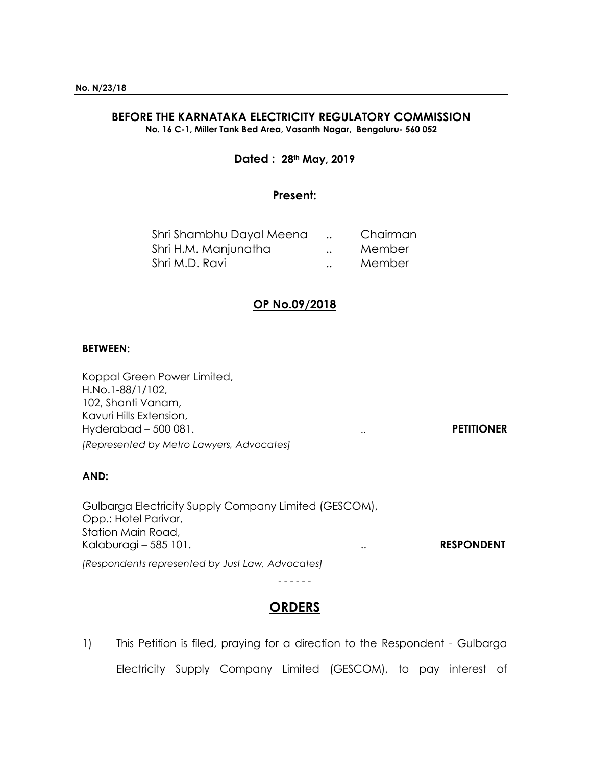**No. N/23/18**

## BEFORE THE KARNATAKA ELECTRICITY REGULATORY COMMISSION

**No. 16 C-1, Miller Tank Bed Area, Vasanth Nagar, Bengaluru- 560 052**

**Dated : 28th May, 2019**

**Present:**

| | | |
|---|---|---|
| Shri Shambhu Dayal Meena | .. | Chairman |
| Shri H.M. Manjunatha | .. | Member |
| Shri M.D. Ravi | .. | Member |

**OP No.09/2018**

**BETWEEN:**

Koppal Green Power Limited,
H.No.1-88/1/102,
102, Shanti Vanam,
Kavuri Hills Extension,
Hyderabad – 500 081. .. **PETITIONER**

*[Represented by Metro Lawyers, Advocates]*

**AND:**

Gulbarga Electricity Supply Company Limited (GESCOM),
Opp.: Hotel Parivar,
Station Main Road,
Kalaburagi – 585 101. .. **RESPONDENT**

*[Respondents represented by Just Law, Advocates]*

\- - - - - -

## ORDERS

1) This Petition is filed, praying for a direction to the Respondent - Gulbarga Electricity Supply Company Limited (GESCOM), to pay interest of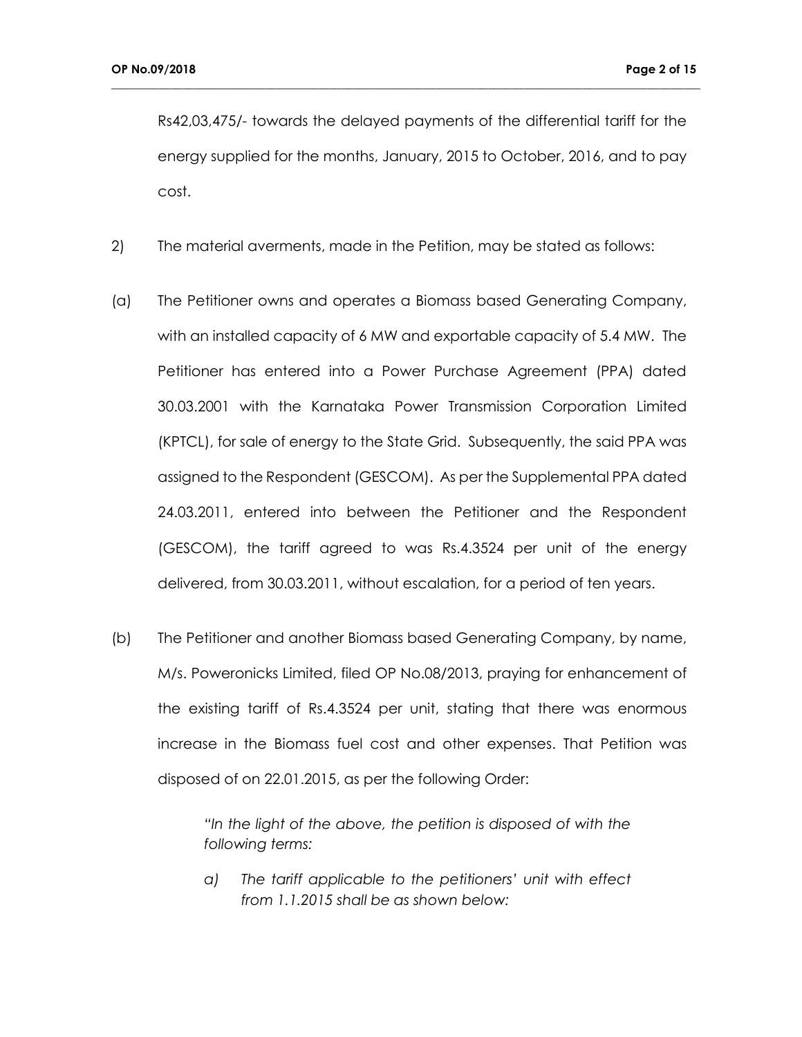Rs42,03,475/- towards the delayed payments of the differential tariff for the energy supplied for the months, January, 2015 to October, 2016, and to pay cost.

2) The material averments, made in the Petition, may be stated as follows:

(a) The Petitioner owns and operates a Biomass based Generating Company, with an installed capacity of 6 MW and exportable capacity of 5.4 MW. The Petitioner has entered into a Power Purchase Agreement (PPA) dated 30.03.2001 with the Karnataka Power Transmission Corporation Limited (KPTCL), for sale of energy to the State Grid. Subsequently, the said PPA was assigned to the Respondent (GESCOM). As per the Supplemental PPA dated 24.03.2011, entered into between the Petitioner and the Respondent (GESCOM), the tariff agreed to was Rs.4.3524 per unit of the energy delivered, from 30.03.2011, without escalation, for a period of ten years.

(b) The Petitioner and another Biomass based Generating Company, by name, M/s. Poweronicks Limited, filed OP No.08/2013, praying for enhancement of the existing tariff of Rs.4.3524 per unit, stating that there was enormous increase in the Biomass fuel cost and other expenses. That Petition was disposed of on 22.01.2015, as per the following Order:

> *"In the light of the above, the petition is disposed of with the following terms:*
>
> *a) The tariff applicable to the petitioners' unit with effect from 1.1.2015 shall be as shown below:*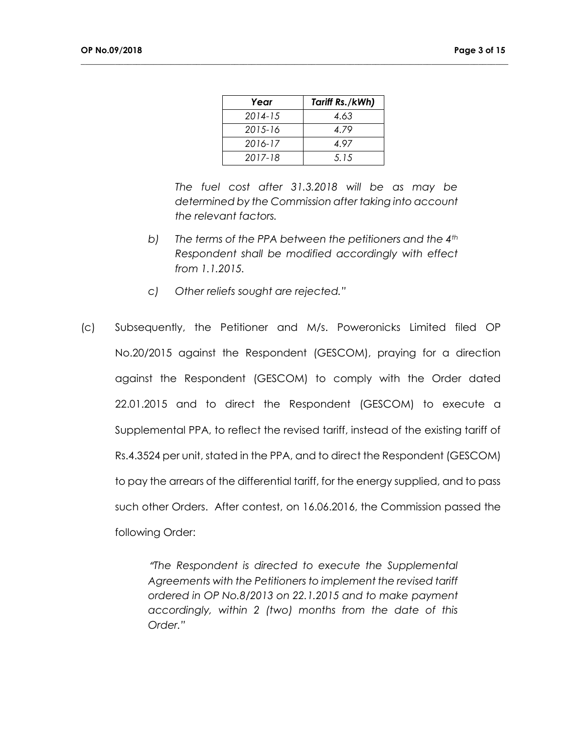| *Year* | *Tariff Rs./kWh)* |
|---|---|
| *2014-15* | *4.63* |
| *2015-16* | *4.79* |
| *2016-17* | *4.97* |
| *2017-18* | *5.15* |

> *The fuel cost after 31.3.2018 will be as may be determined by the Commission after taking into account the relevant factors.*
>
> *b) The terms of the PPA between the petitioners and the 4th Respondent shall be modified accordingly with effect from 1.1.2015.*
>
> *c) Other reliefs sought are rejected."*

(c) Subsequently, the Petitioner and M/s. Poweronicks Limited filed OP No.20/2015 against the Respondent (GESCOM), praying for a direction against the Respondent (GESCOM) to comply with the Order dated 22.01.2015 and to direct the Respondent (GESCOM) to execute a Supplemental PPA, to reflect the revised tariff, instead of the existing tariff of Rs.4.3524 per unit, stated in the PPA, and to direct the Respondent (GESCOM) to pay the arrears of the differential tariff, for the energy supplied, and to pass such other Orders. After contest, on 16.06.2016, the Commission passed the following Order:

> *"The Respondent is directed to execute the Supplemental Agreements with the Petitioners to implement the revised tariff ordered in OP No.8/2013 on 22.1.2015 and to make payment accordingly, within 2 (two) months from the date of this Order."*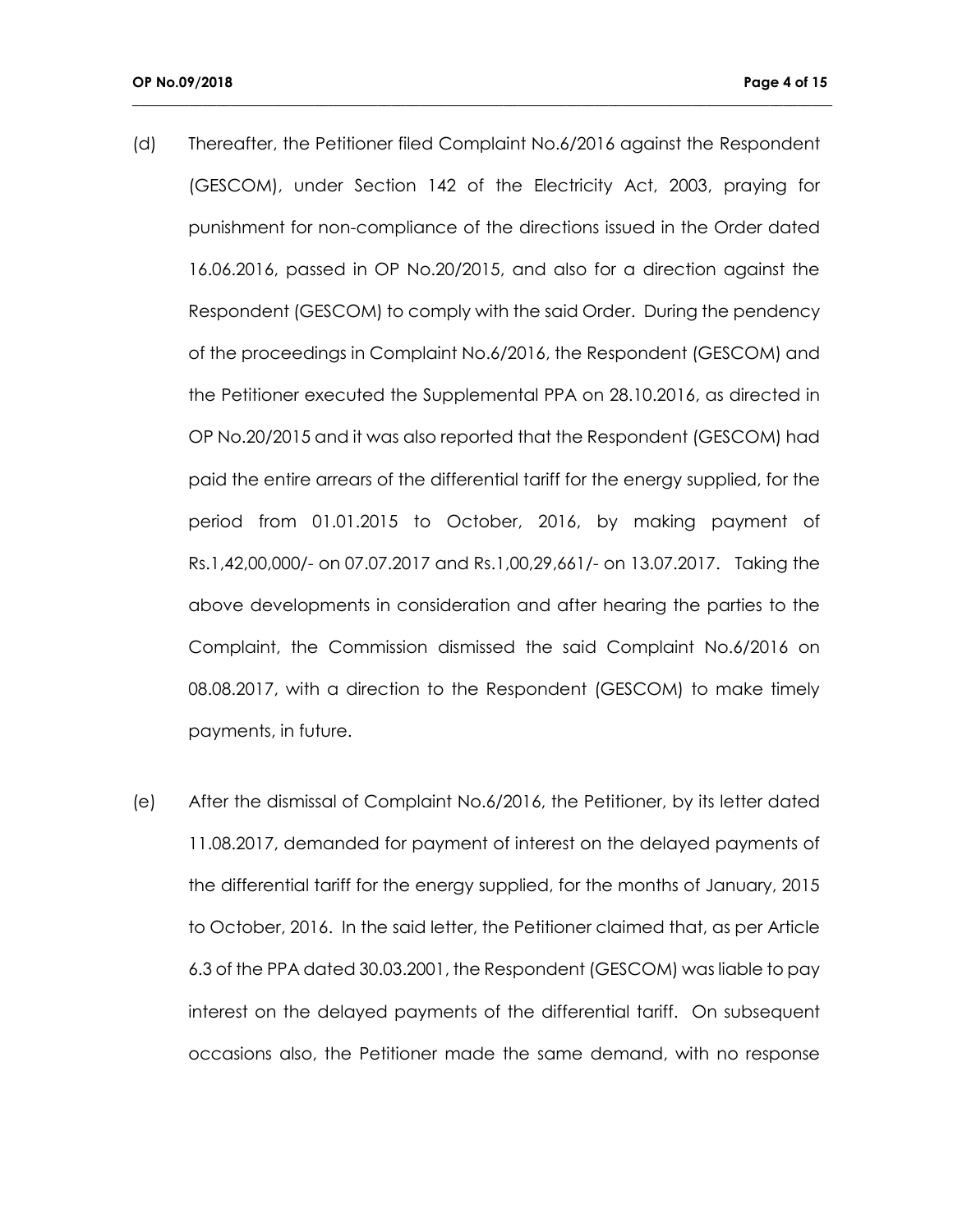(d) Thereafter, the Petitioner filed Complaint No.6/2016 against the Respondent (GESCOM), under Section 142 of the Electricity Act, 2003, praying for punishment for non-compliance of the directions issued in the Order dated 16.06.2016, passed in OP No.20/2015, and also for a direction against the Respondent (GESCOM) to comply with the said Order. During the pendency of the proceedings in Complaint No.6/2016, the Respondent (GESCOM) and the Petitioner executed the Supplemental PPA on 28.10.2016, as directed in OP No.20/2015 and it was also reported that the Respondent (GESCOM) had paid the entire arrears of the differential tariff for the energy supplied, for the period from 01.01.2015 to October, 2016, by making payment of Rs.1,42,00,000/- on 07.07.2017 and Rs.1,00,29,661/- on 13.07.2017. Taking the above developments in consideration and after hearing the parties to the Complaint, the Commission dismissed the said Complaint No.6/2016 on 08.08.2017, with a direction to the Respondent (GESCOM) to make timely payments, in future.

(e) After the dismissal of Complaint No.6/2016, the Petitioner, by its letter dated 11.08.2017, demanded for payment of interest on the delayed payments of the differential tariff for the energy supplied, for the months of January, 2015 to October, 2016. In the said letter, the Petitioner claimed that, as per Article 6.3 of the PPA dated 30.03.2001, the Respondent (GESCOM) was liable to pay interest on the delayed payments of the differential tariff. On subsequent occasions also, the Petitioner made the same demand, with no response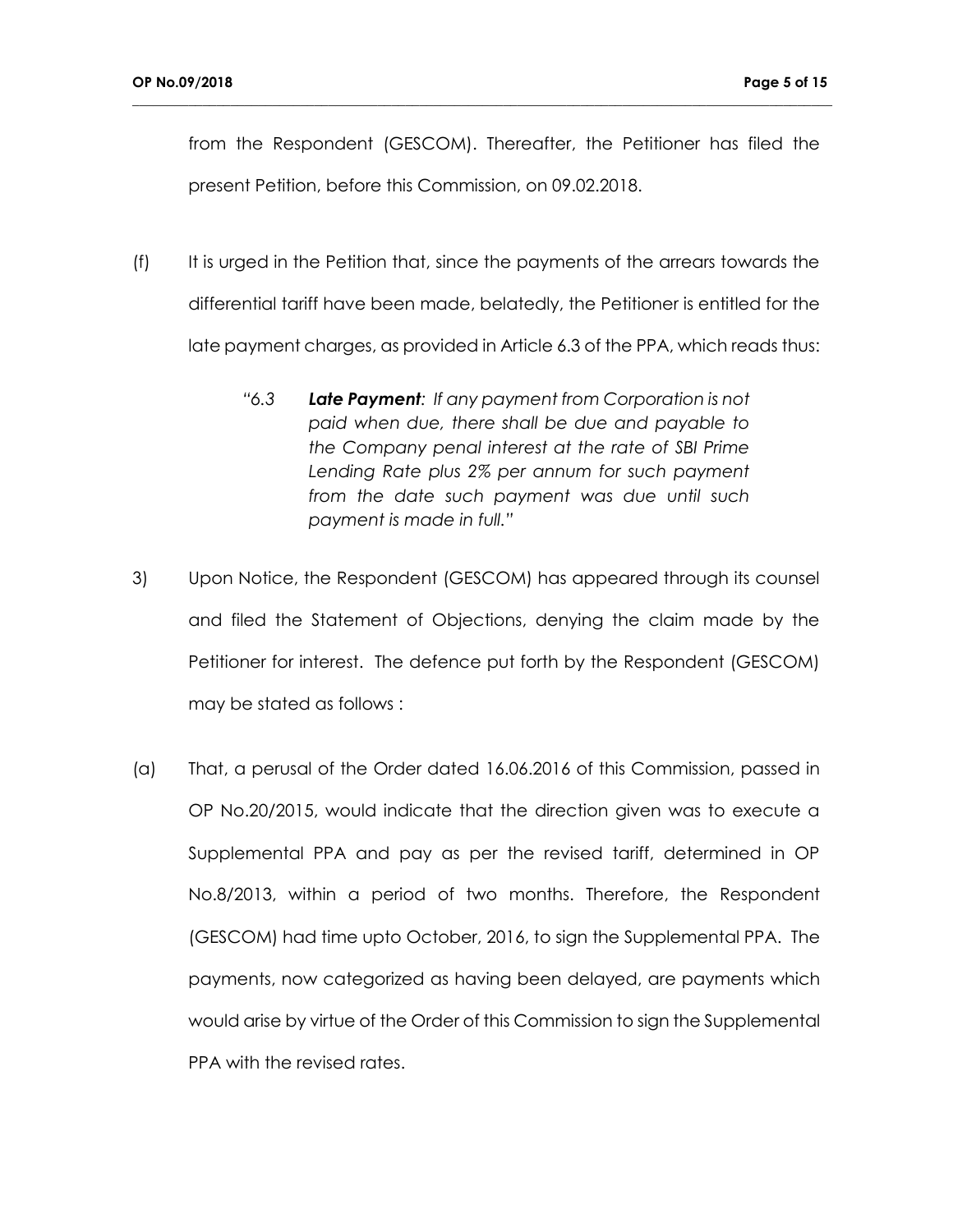from the Respondent (GESCOM). Thereafter, the Petitioner has filed the present Petition, before this Commission, on 09.02.2018.

(f) It is urged in the Petition that, since the payments of the arrears towards the differential tariff have been made, belatedly, the Petitioner is entitled for the late payment charges, as provided in Article 6.3 of the PPA, which reads thus:

> "6.3 ***Late Payment****: If any payment from Corporation is not paid when due, there shall be due and payable to the Company penal interest at the rate of SBI Prime Lending Rate plus 2% per annum for such payment from the date such payment was due until such payment is made in full."*

3) Upon Notice, the Respondent (GESCOM) has appeared through its counsel and filed the Statement of Objections, denying the claim made by the Petitioner for interest. The defence put forth by the Respondent (GESCOM) may be stated as follows :

(a) That, a perusal of the Order dated 16.06.2016 of this Commission, passed in OP No.20/2015, would indicate that the direction given was to execute a Supplemental PPA and pay as per the revised tariff, determined in OP No.8/2013, within a period of two months. Therefore, the Respondent (GESCOM) had time upto October, 2016, to sign the Supplemental PPA. The payments, now categorized as having been delayed, are payments which would arise by virtue of the Order of this Commission to sign the Supplemental PPA with the revised rates.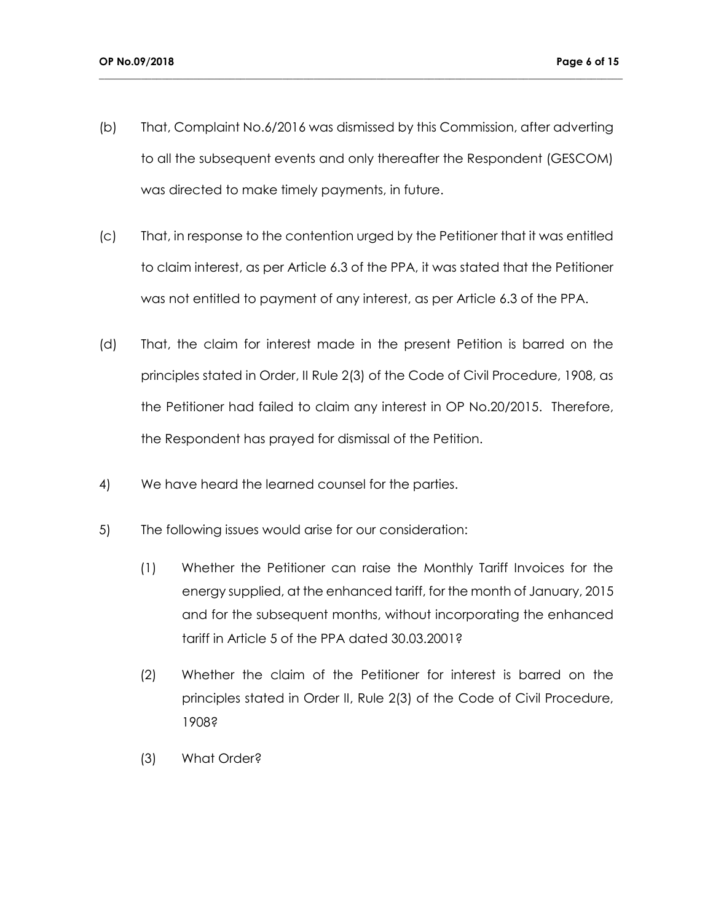(b) That, Complaint No.6/2016 was dismissed by this Commission, after adverting to all the subsequent events and only thereafter the Respondent (GESCOM) was directed to make timely payments, in future.

(c) That, in response to the contention urged by the Petitioner that it was entitled to claim interest, as per Article 6.3 of the PPA, it was stated that the Petitioner was not entitled to payment of any interest, as per Article 6.3 of the PPA.

(d) That, the claim for interest made in the present Petition is barred on the principles stated in Order, II Rule 2(3) of the Code of Civil Procedure, 1908, as the Petitioner had failed to claim any interest in OP No.20/2015. Therefore, the Respondent has prayed for dismissal of the Petition.

4) We have heard the learned counsel for the parties.

5) The following issues would arise for our consideration:

(1) Whether the Petitioner can raise the Monthly Tariff Invoices for the energy supplied, at the enhanced tariff, for the month of January, 2015 and for the subsequent months, without incorporating the enhanced tariff in Article 5 of the PPA dated 30.03.2001?

(2) Whether the claim of the Petitioner for interest is barred on the principles stated in Order II, Rule 2(3) of the Code of Civil Procedure, 1908?

(3) What Order?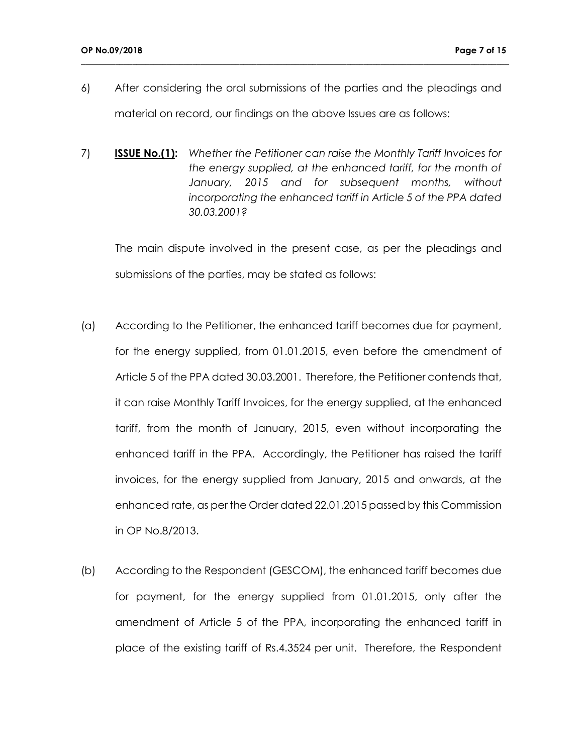6) After considering the oral submissions of the parties and the pleadings and material on record, our findings on the above Issues are as follows:

7) **ISSUE No.(1):** *Whether the Petitioner can raise the Monthly Tariff Invoices for the energy supplied, at the enhanced tariff, for the month of January, 2015 and for subsequent months, without incorporating the enhanced tariff in Article 5 of the PPA dated 30.03.2001?*

The main dispute involved in the present case, as per the pleadings and submissions of the parties, may be stated as follows:

(a) According to the Petitioner, the enhanced tariff becomes due for payment, for the energy supplied, from 01.01.2015, even before the amendment of Article 5 of the PPA dated 30.03.2001. Therefore, the Petitioner contends that, it can raise Monthly Tariff Invoices, for the energy supplied, at the enhanced tariff, from the month of January, 2015, even without incorporating the enhanced tariff in the PPA. Accordingly, the Petitioner has raised the tariff invoices, for the energy supplied from January, 2015 and onwards, at the enhanced rate, as per the Order dated 22.01.2015 passed by this Commission in OP No.8/2013.

(b) According to the Respondent (GESCOM), the enhanced tariff becomes due for payment, for the energy supplied from 01.01.2015, only after the amendment of Article 5 of the PPA, incorporating the enhanced tariff in place of the existing tariff of Rs.4.3524 per unit. Therefore, the Respondent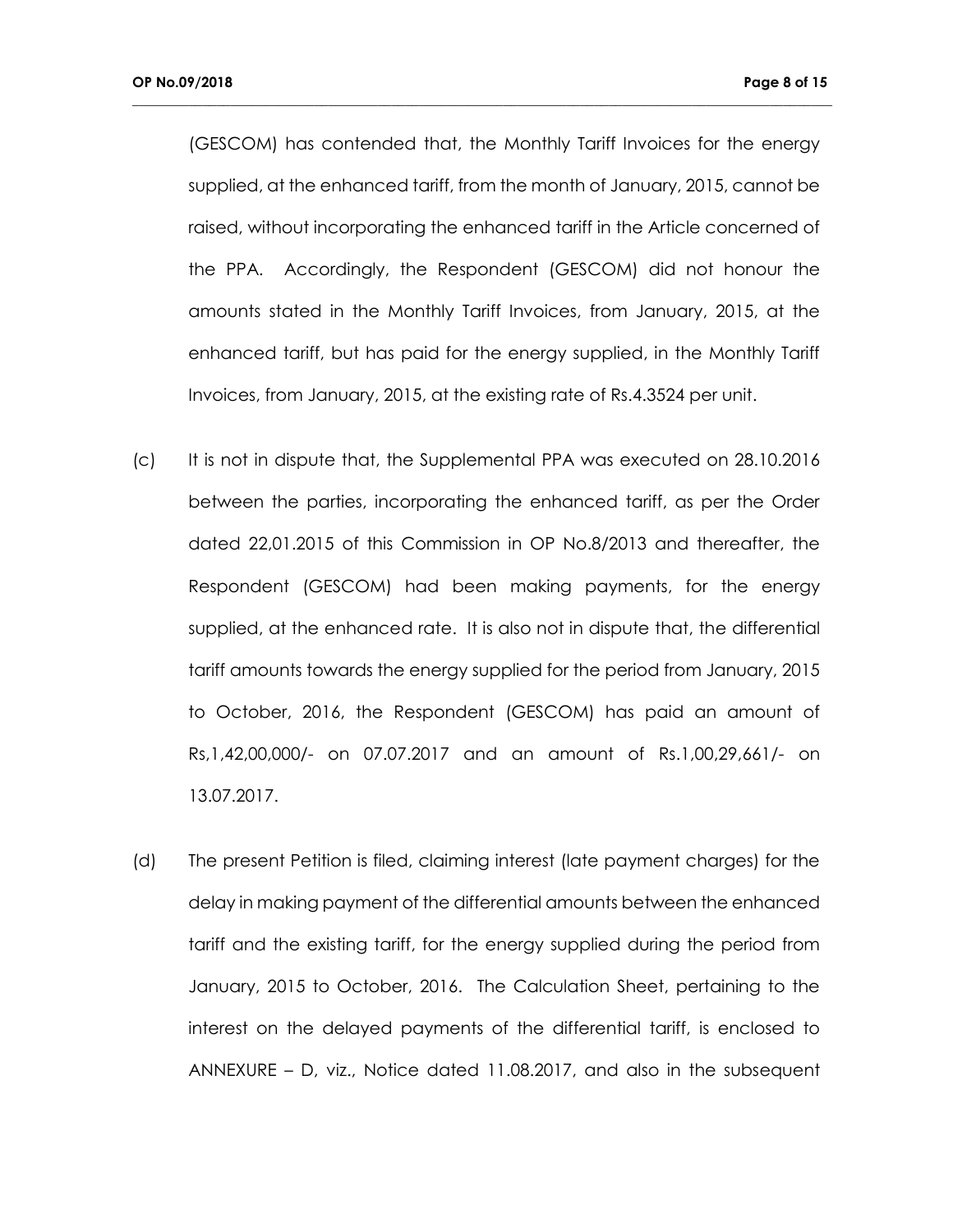(GESCOM) has contended that, the Monthly Tariff Invoices for the energy supplied, at the enhanced tariff, from the month of January, 2015, cannot be raised, without incorporating the enhanced tariff in the Article concerned of the PPA. Accordingly, the Respondent (GESCOM) did not honour the amounts stated in the Monthly Tariff Invoices, from January, 2015, at the enhanced tariff, but has paid for the energy supplied, in the Monthly Tariff Invoices, from January, 2015, at the existing rate of Rs.4.3524 per unit.

(c) It is not in dispute that, the Supplemental PPA was executed on 28.10.2016 between the parties, incorporating the enhanced tariff, as per the Order dated 22,01.2015 of this Commission in OP No.8/2013 and thereafter, the Respondent (GESCOM) had been making payments, for the energy supplied, at the enhanced rate. It is also not in dispute that, the differential tariff amounts towards the energy supplied for the period from January, 2015 to October, 2016, the Respondent (GESCOM) has paid an amount of Rs,1,42,00,000/- on 07.07.2017 and an amount of Rs.1,00,29,661/- on 13.07.2017.

(d) The present Petition is filed, claiming interest (late payment charges) for the delay in making payment of the differential amounts between the enhanced tariff and the existing tariff, for the energy supplied during the period from January, 2015 to October, 2016. The Calculation Sheet, pertaining to the interest on the delayed payments of the differential tariff, is enclosed to ANNEXURE – D, viz., Notice dated 11.08.2017, and also in the subsequent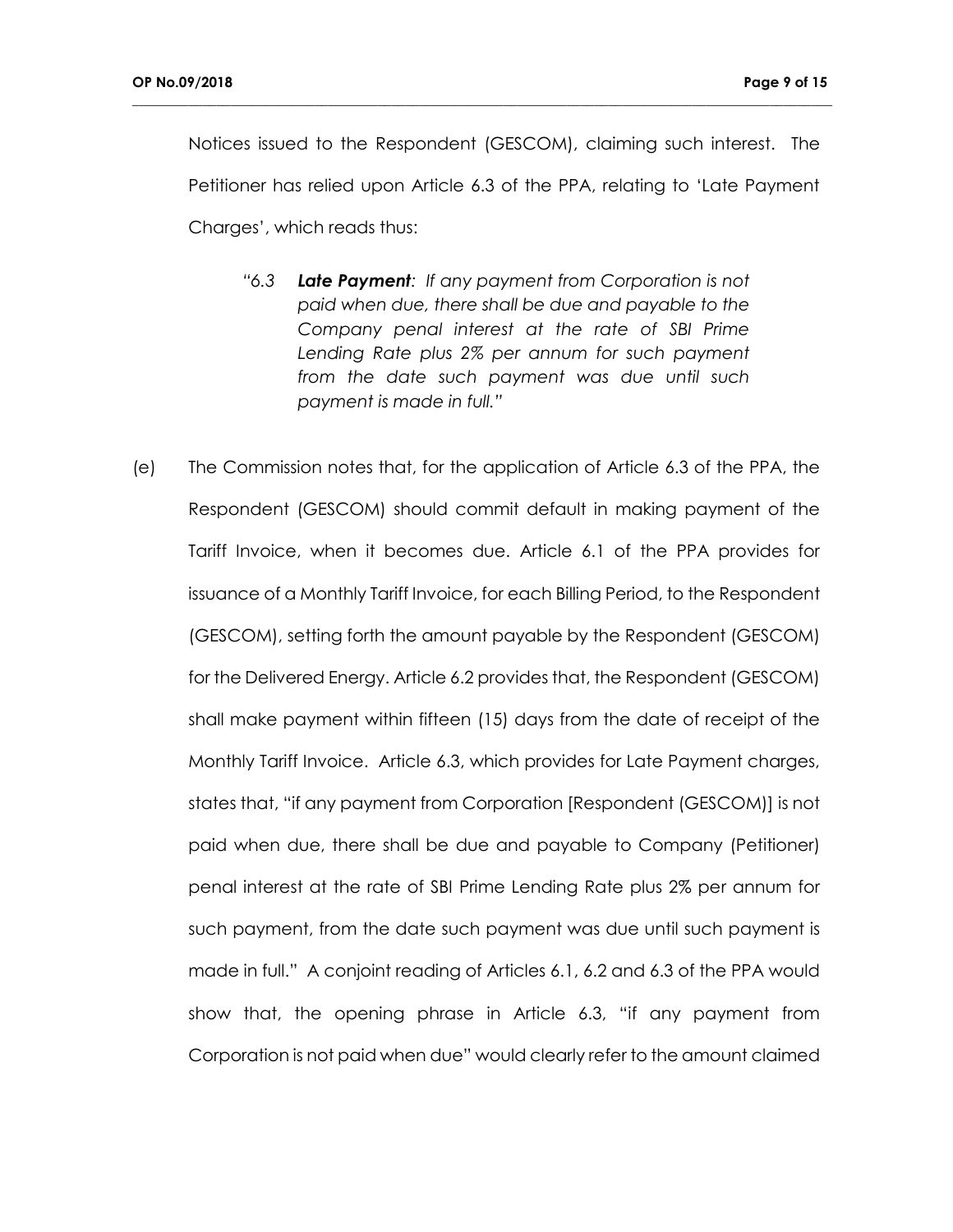Notices issued to the Respondent (GESCOM), claiming such interest. The Petitioner has relied upon Article 6.3 of the PPA, relating to 'Late Payment Charges', which reads thus:

> *"6.3 **Late Payment**: If any payment from Corporation is not paid when due, there shall be due and payable to the Company penal interest at the rate of SBI Prime Lending Rate plus 2% per annum for such payment from the date such payment was due until such payment is made in full."*

(e) The Commission notes that, for the application of Article 6.3 of the PPA, the Respondent (GESCOM) should commit default in making payment of the Tariff Invoice, when it becomes due. Article 6.1 of the PPA provides for issuance of a Monthly Tariff Invoice, for each Billing Period, to the Respondent (GESCOM), setting forth the amount payable by the Respondent (GESCOM) for the Delivered Energy. Article 6.2 provides that, the Respondent (GESCOM) shall make payment within fifteen (15) days from the date of receipt of the Monthly Tariff Invoice. Article 6.3, which provides for Late Payment charges, states that, "if any payment from Corporation [Respondent (GESCOM)] is not paid when due, there shall be due and payable to Company (Petitioner) penal interest at the rate of SBI Prime Lending Rate plus 2% per annum for such payment, from the date such payment was due until such payment is made in full." A conjoint reading of Articles 6.1, 6.2 and 6.3 of the PPA would show that, the opening phrase in Article 6.3, "if any payment from Corporation is not paid when due" would clearly refer to the amount claimed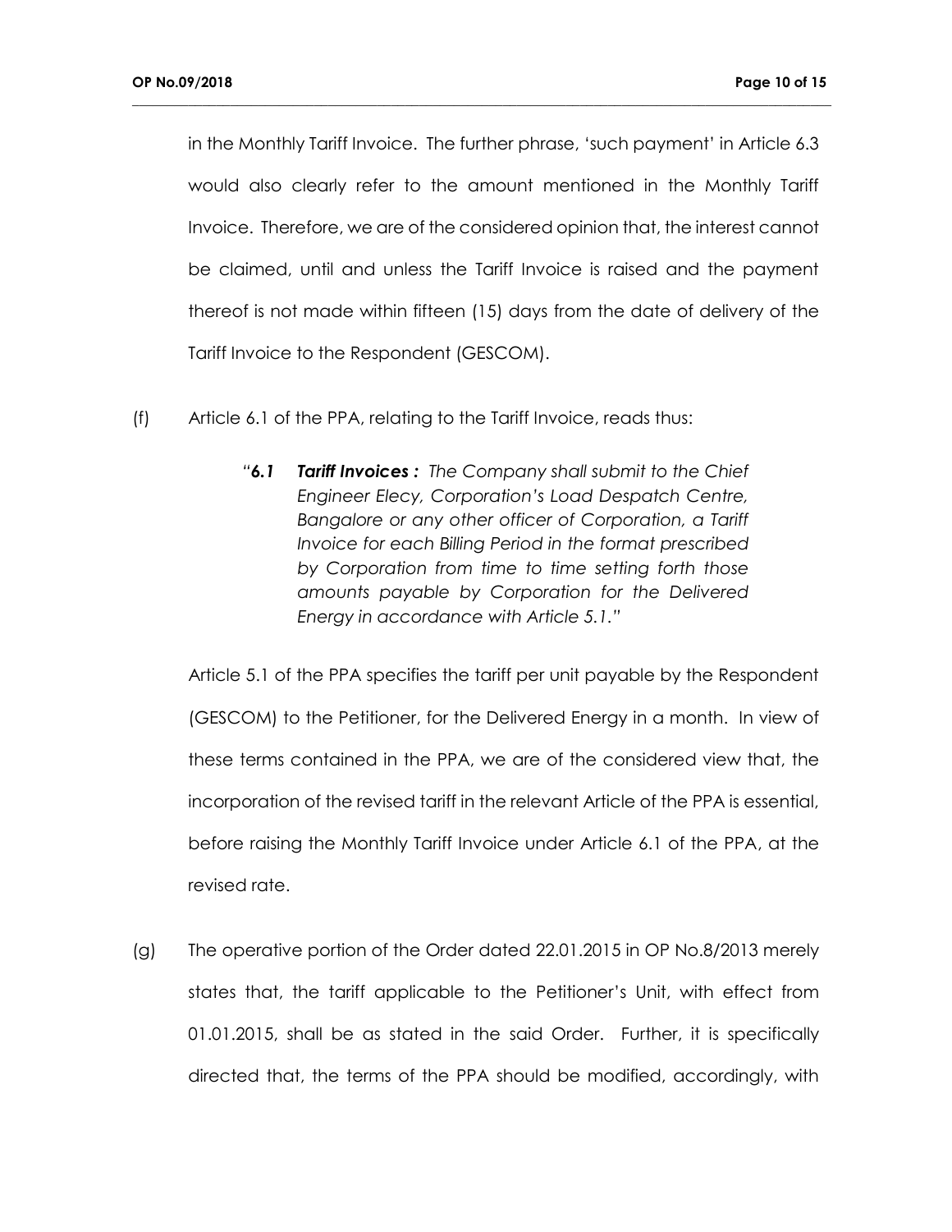in the Monthly Tariff Invoice. The further phrase, 'such payment' in Article 6.3 would also clearly refer to the amount mentioned in the Monthly Tariff Invoice. Therefore, we are of the considered opinion that, the interest cannot be claimed, until and unless the Tariff Invoice is raised and the payment thereof is not made within fifteen (15) days from the date of delivery of the Tariff Invoice to the Respondent (GESCOM).

(f) Article 6.1 of the PPA, relating to the Tariff Invoice, reads thus:

> "***6.1 Tariff Invoices :*** *The Company shall submit to the Chief Engineer Elecy, Corporation's Load Despatch Centre, Bangalore or any other officer of Corporation, a Tariff Invoice for each Billing Period in the format prescribed by Corporation from time to time setting forth those amounts payable by Corporation for the Delivered Energy in accordance with Article 5.1.*"

Article 5.1 of the PPA specifies the tariff per unit payable by the Respondent (GESCOM) to the Petitioner, for the Delivered Energy in a month. In view of these terms contained in the PPA, we are of the considered view that, the incorporation of the revised tariff in the relevant Article of the PPA is essential, before raising the Monthly Tariff Invoice under Article 6.1 of the PPA, at the revised rate.

(g) The operative portion of the Order dated 22.01.2015 in OP No.8/2013 merely states that, the tariff applicable to the Petitioner's Unit, with effect from 01.01.2015, shall be as stated in the said Order. Further, it is specifically directed that, the terms of the PPA should be modified, accordingly, with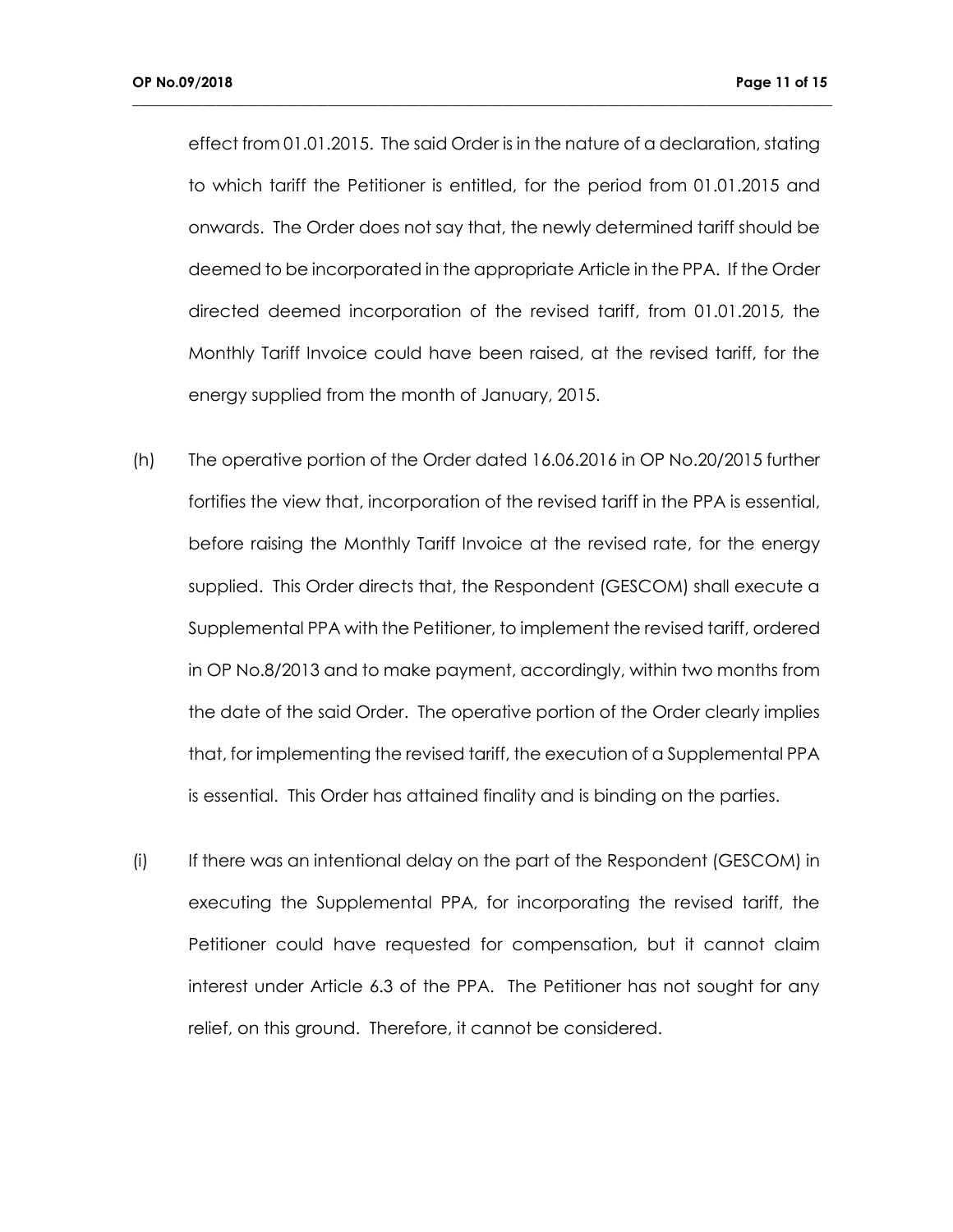effect from 01.01.2015. The said Order is in the nature of a declaration, stating to which tariff the Petitioner is entitled, for the period from 01.01.2015 and onwards. The Order does not say that, the newly determined tariff should be deemed to be incorporated in the appropriate Article in the PPA. If the Order directed deemed incorporation of the revised tariff, from 01.01.2015, the Monthly Tariff Invoice could have been raised, at the revised tariff, for the energy supplied from the month of January, 2015.

(h) The operative portion of the Order dated 16.06.2016 in OP No.20/2015 further fortifies the view that, incorporation of the revised tariff in the PPA is essential, before raising the Monthly Tariff Invoice at the revised rate, for the energy supplied. This Order directs that, the Respondent (GESCOM) shall execute a Supplemental PPA with the Petitioner, to implement the revised tariff, ordered in OP No.8/2013 and to make payment, accordingly, within two months from the date of the said Order. The operative portion of the Order clearly implies that, for implementing the revised tariff, the execution of a Supplemental PPA is essential. This Order has attained finality and is binding on the parties.

(i) If there was an intentional delay on the part of the Respondent (GESCOM) in executing the Supplemental PPA, for incorporating the revised tariff, the Petitioner could have requested for compensation, but it cannot claim interest under Article 6.3 of the PPA. The Petitioner has not sought for any relief, on this ground. Therefore, it cannot be considered.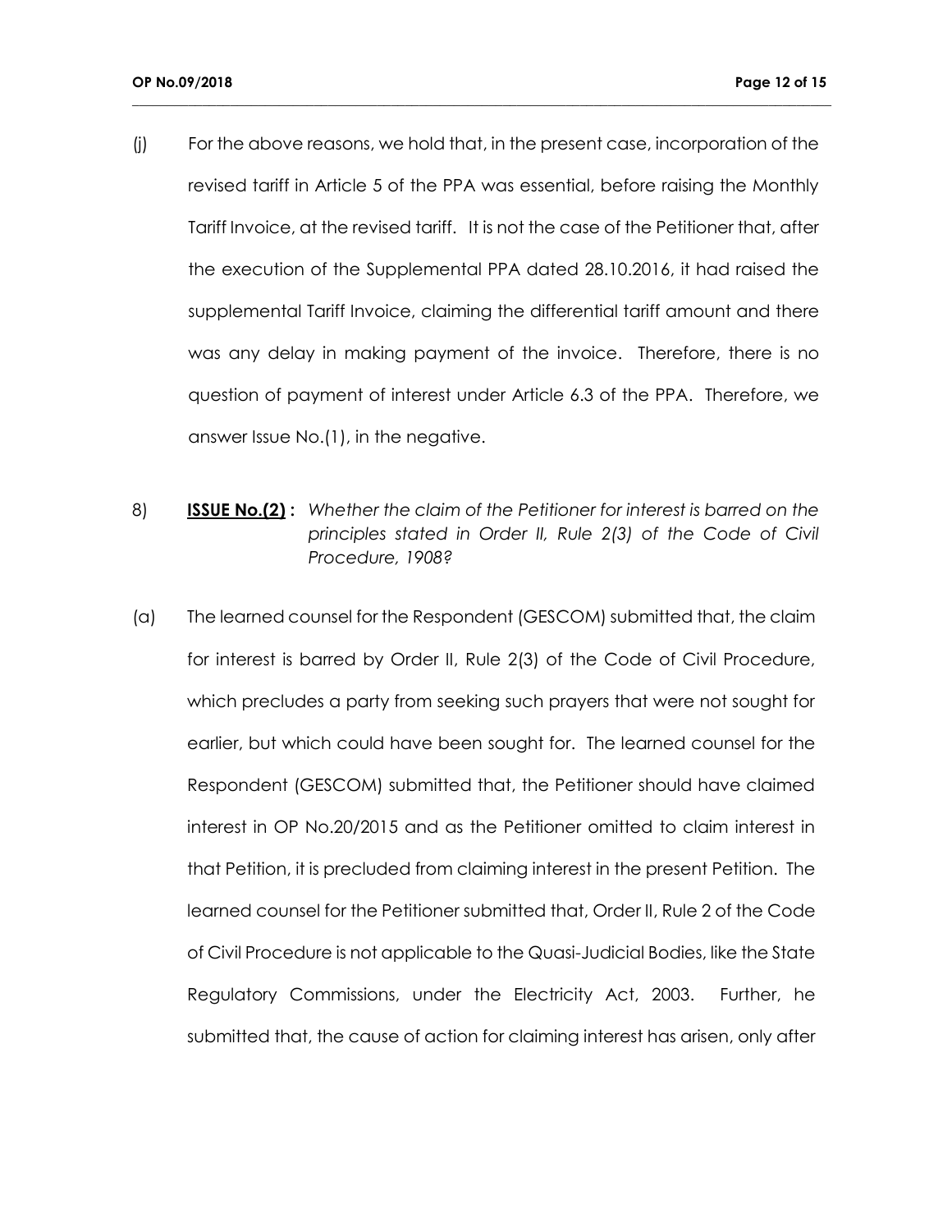(j) For the above reasons, we hold that, in the present case, incorporation of the revised tariff in Article 5 of the PPA was essential, before raising the Monthly Tariff Invoice, at the revised tariff. It is not the case of the Petitioner that, after the execution of the Supplemental PPA dated 28.10.2016, it had raised the supplemental Tariff Invoice, claiming the differential tariff amount and there was any delay in making payment of the invoice. Therefore, there is no question of payment of interest under Article 6.3 of the PPA. Therefore, we answer Issue No.(1), in the negative.

8) **ISSUE No.(2) :** *Whether the claim of the Petitioner for interest is barred on the principles stated in Order II, Rule 2(3) of the Code of Civil Procedure, 1908?*

(a) The learned counsel for the Respondent (GESCOM) submitted that, the claim for interest is barred by Order II, Rule 2(3) of the Code of Civil Procedure, which precludes a party from seeking such prayers that were not sought for earlier, but which could have been sought for. The learned counsel for the Respondent (GESCOM) submitted that, the Petitioner should have claimed interest in OP No.20/2015 and as the Petitioner omitted to claim interest in that Petition, it is precluded from claiming interest in the present Petition. The learned counsel for the Petitioner submitted that, Order II, Rule 2 of the Code of Civil Procedure is not applicable to the Quasi-Judicial Bodies, like the State Regulatory Commissions, under the Electricity Act, 2003. Further, he submitted that, the cause of action for claiming interest has arisen, only after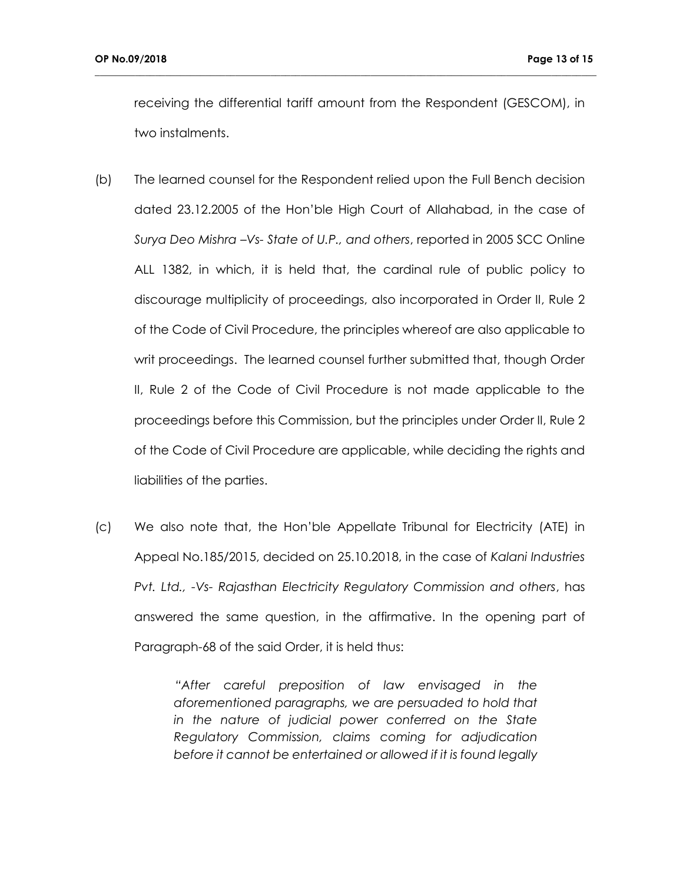receiving the differential tariff amount from the Respondent (GESCOM), in two instalments.

(b) The learned counsel for the Respondent relied upon the Full Bench decision dated 23.12.2005 of the Hon'ble High Court of Allahabad, in the case of *Surya Deo Mishra –Vs- State of U.P., and others*, reported in 2005 SCC Online ALL 1382, in which, it is held that, the cardinal rule of public policy to discourage multiplicity of proceedings, also incorporated in Order II, Rule 2 of the Code of Civil Procedure, the principles whereof are also applicable to writ proceedings. The learned counsel further submitted that, though Order II, Rule 2 of the Code of Civil Procedure is not made applicable to the proceedings before this Commission, but the principles under Order II, Rule 2 of the Code of Civil Procedure are applicable, while deciding the rights and liabilities of the parties.

(c) We also note that, the Hon'ble Appellate Tribunal for Electricity (ATE) in Appeal No.185/2015, decided on 25.10.2018, in the case of *Kalani Industries Pvt. Ltd., -Vs- Rajasthan Electricity Regulatory Commission and others*, has answered the same question, in the affirmative. In the opening part of Paragraph-68 of the said Order, it is held thus:

> *"After careful preposition of law envisaged in the aforementioned paragraphs, we are persuaded to hold that in the nature of judicial power conferred on the State Regulatory Commission, claims coming for adjudication before it cannot be entertained or allowed if it is found legally*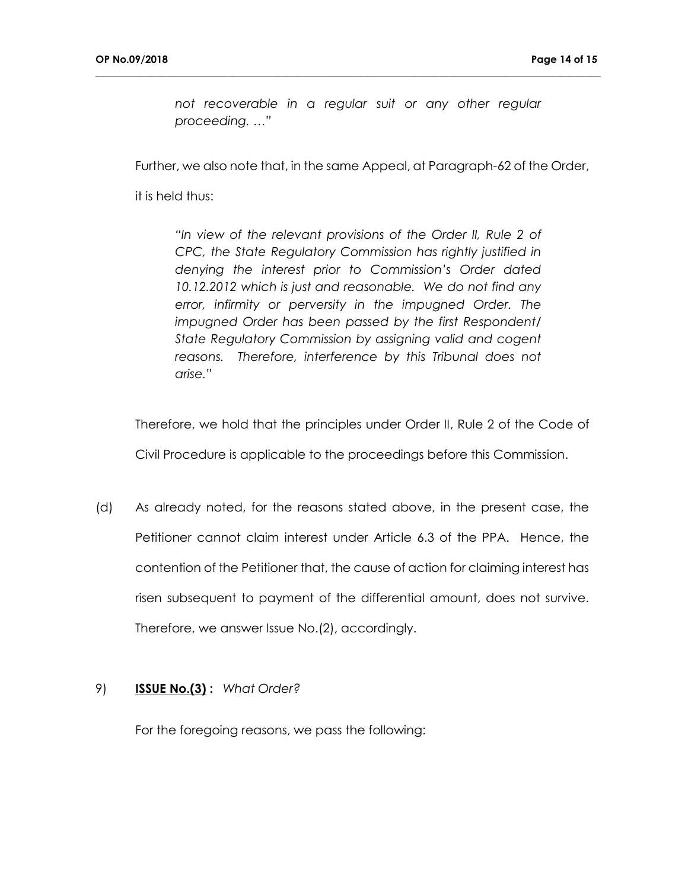*not recoverable in a regular suit or any other regular proceeding. …"*

Further, we also note that, in the same Appeal, at Paragraph-62 of the Order, it is held thus:

> *"In view of the relevant provisions of the Order II, Rule 2 of CPC, the State Regulatory Commission has rightly justified in denying the interest prior to Commission's Order dated 10.12.2012 which is just and reasonable. We do not find any error, infirmity or perversity in the impugned Order. The impugned Order has been passed by the first Respondent/ State Regulatory Commission by assigning valid and cogent reasons. Therefore, interference by this Tribunal does not arise."*

Therefore, we hold that the principles under Order II, Rule 2 of the Code of Civil Procedure is applicable to the proceedings before this Commission.

(d) As already noted, for the reasons stated above, in the present case, the Petitioner cannot claim interest under Article 6.3 of the PPA. Hence, the contention of the Petitioner that, the cause of action for claiming interest has risen subsequent to payment of the differential amount, does not survive. Therefore, we answer Issue No.(2), accordingly.

9) **<u>ISSUE No.(3)</u> :** *What Order?*

For the foregoing reasons, we pass the following: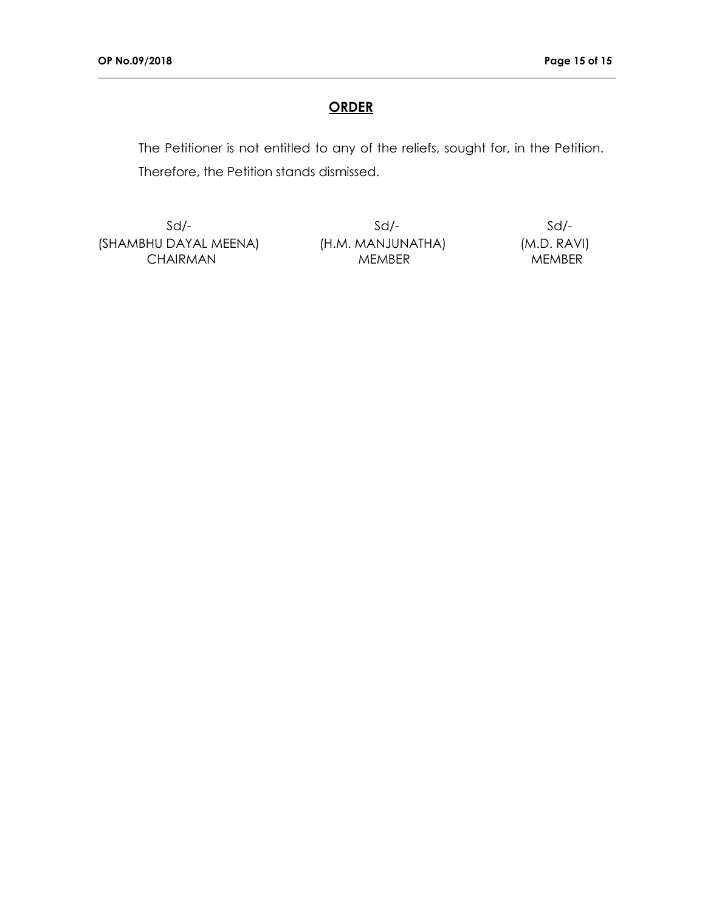## ORDER

The Petitioner is not entitled to any of the reliefs, sought for, in the Petition. Therefore, the Petition stands dismissed.

| | | |
|---|---|---|
| Sd/- | Sd/- | Sd/- |
| (SHAMBHU DAYAL MEENA) | (H.M. MANJUNATHA) | (M.D. RAVI) |
| CHAIRMAN | MEMBER | MEMBER |